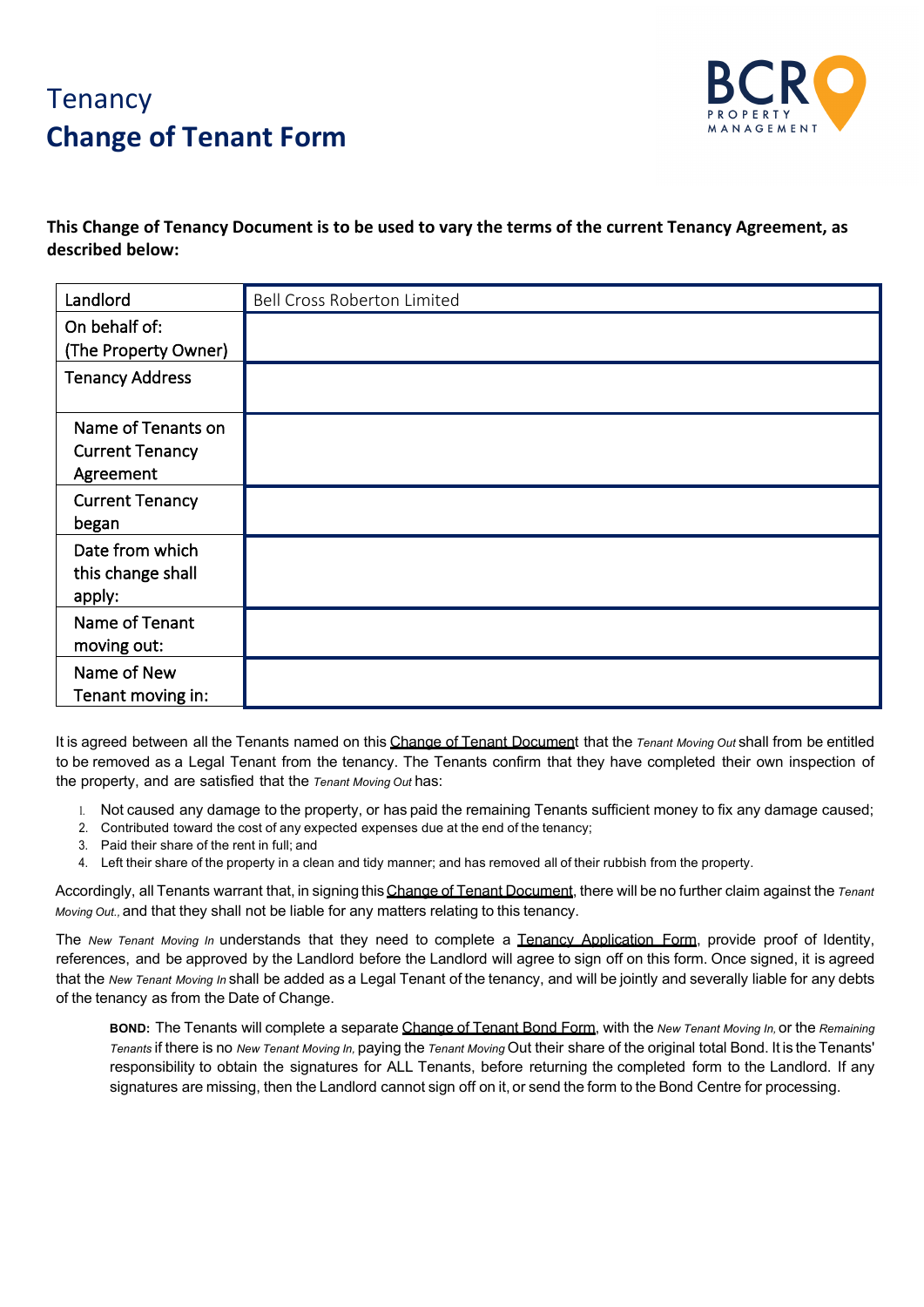# Tenancy
# Change of Tenant Form

**This Change of Tenancy Document is to be used to vary the terms of the current Tenancy Agreement, as described below:**

| Landlord | Bell Cross Roberton Limited |
|---|---|
| On behalf of: (The Property Owner) | |
| Tenancy Address | |
| Name of Tenants on Current Tenancy Agreement | |
| Current Tenancy began | |
| Date from which this change shall apply: | |
| Name of Tenant moving out: | |
| Name of New Tenant moving in: | |

It is agreed between all the Tenants named on this Change of Tenant Document that the *Tenant Moving Out* shall from be entitled to be removed as a Legal Tenant from the tenancy. The Tenants confirm that they have completed their own inspection of the property, and are satisfied that the *Tenant Moving Out* has:

1. Not caused any damage to the property, or has paid the remaining Tenants sufficient money to fix any damage caused;
2. Contributed toward the cost of any expected expenses due at the end of the tenancy;
3. Paid their share of the rent in full; and
4. Left their share of the property in a clean and tidy manner; and has removed all of their rubbish from the property.

Accordingly, all Tenants warrant that, in signing this Change of Tenant Document, there will be no further claim against the *Tenant Moving Out.*, and that they shall not be liable for any matters relating to this tenancy.

The *New Tenant Moving In* understands that they need to complete a Tenancy Application Form, provide proof of Identity, references, and be approved by the Landlord before the Landlord will agree to sign off on this form. Once signed, it is agreed that the *New Tenant Moving In* shall be added as a Legal Tenant of the tenancy, and will be jointly and severally liable for any debts of the tenancy as from the Date of Change.

**BOND:** The Tenants will complete a separate Change of Tenant Bond Form, with the *New Tenant Moving In,* or the *Remaining Tenants* if there is no *New Tenant Moving In,* paying the *Tenant Moving* Out their share of the original total Bond. It is the Tenants' responsibility to obtain the signatures for ALL Tenants, before returning the completed form to the Landlord. If any signatures are missing, then the Landlord cannot sign off on it, or send the form to the Bond Centre for processing.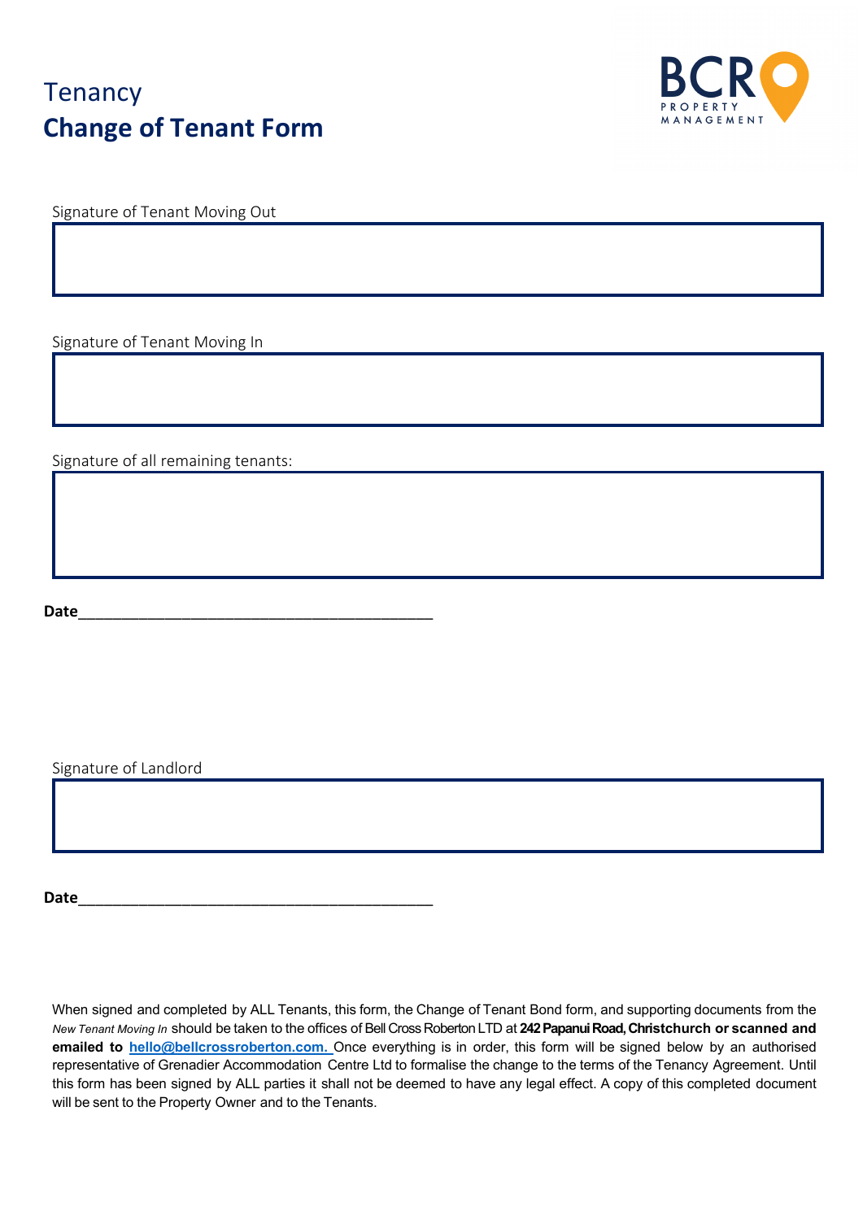Tenancy

# Change of Tenant Form

Signature of Tenant Moving Out

Signature of Tenant Moving In

Signature of all remaining tenants:

**Date**\_\_\_\_\_\_\_\_\_\_\_\_\_\_\_\_\_\_\_\_\_\_\_\_\_\_\_\_\_\_\_\_\_\_\_\_\_\_\_\_

Signature of Landlord

**Date**\_\_\_\_\_\_\_\_\_\_\_\_\_\_\_\_\_\_\_\_\_\_\_\_\_\_\_\_\_\_\_\_\_\_\_\_\_\_\_\_

When signed and completed by ALL Tenants, this form, the Change of Tenant Bond form, and supporting documents from the *New Tenant Moving In* should be taken to the offices of Bell Cross Roberton LTD at **242 Papanui Road, Christchurch or scanned and emailed to [hello@bellcrossroberton.com.](mailto:hello@bellcrossroberton.com)** Once everything is in order, this form will be signed below by an authorised representative of Grenadier Accommodation Centre Ltd to formalise the change to the terms of the Tenancy Agreement. Until this form has been signed by ALL parties it shall not be deemed to have any legal effect. A copy of this completed document will be sent to the Property Owner and to the Tenants.